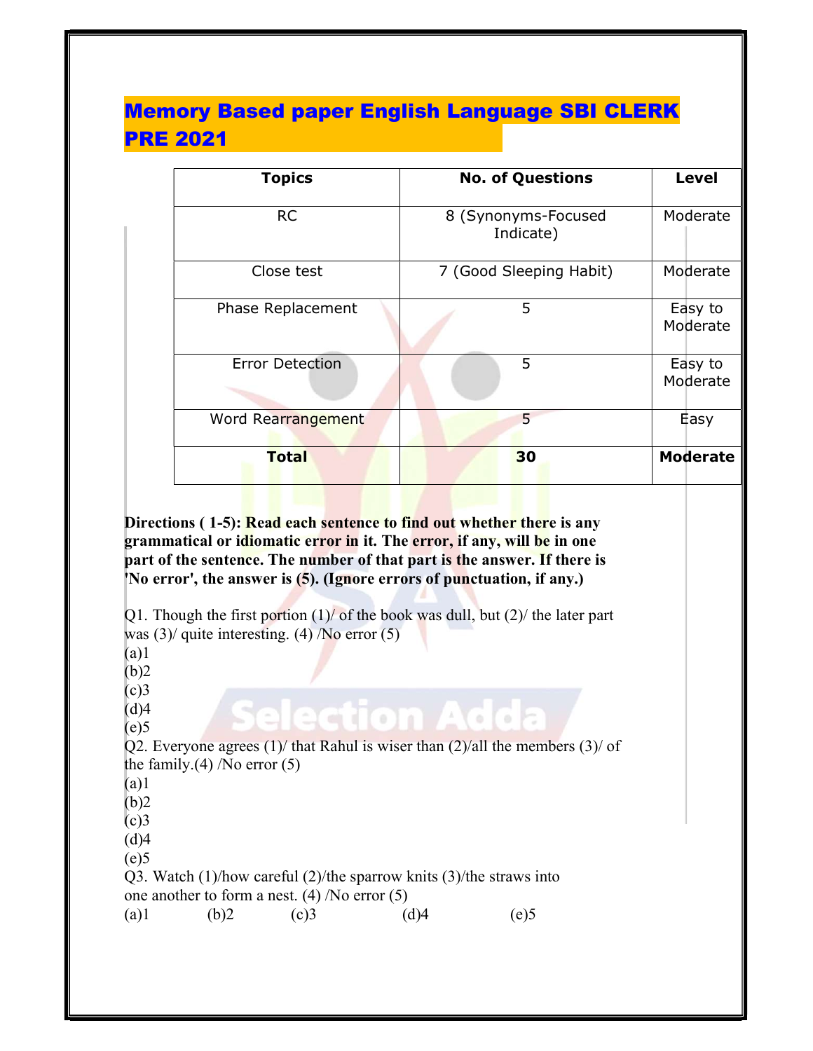# Memory Based paper English Language SBI CLERK PRE 2021

| Topics | No. of Questions | Level |
|---|---|---|
| RC | 8 (Synonyms-Focused Indicate) | Moderate |
| Close test | 7 (Good Sleeping Habit) | Moderate |
| Phase Replacement | 5 | Easy to Moderate |
| Error Detection | 5 | Easy to Moderate |
| Word Rearrangement | 5 | Easy |
| **Total** | **30** | **Moderate** |

**Directions ( 1-5): Read each sentence to find out whether there is any grammatical or idiomatic error in it. The error, if any, will be in one part of the sentence. The number of that part is the answer. If there is 'No error', the answer is (5). (Ignore errors of punctuation, if any.)**

Q1. Though the first portion (1)/ of the book was dull, but (2)/ the later part was (3)/ quite interesting. (4) /No error (5)

(a)1
(b)2
(c)3
(d)4
(e)5

Q2. Everyone agrees (1)/ that Rahul is wiser than (2)/all the members (3)/ of the family.(4) /No error (5)

(a)1
(b)2
(c)3
(d)4
(e)5

Q3. Watch (1)/how careful (2)/the sparrow knits (3)/the straws into one another to form a nest. (4) /No error (5)

(a)1 (b)2 (c)3 (d)4 (e)5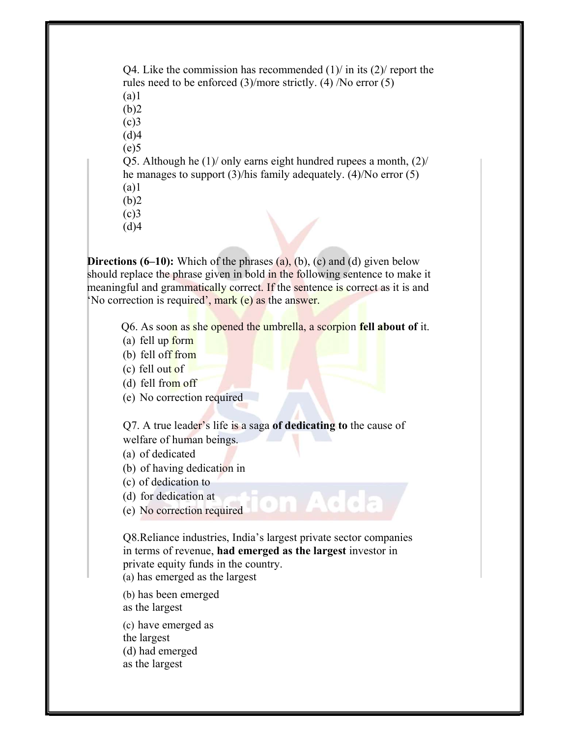Q4. Like the commission has recommended (1)/ in its (2)/ report the rules need to be enforced (3)/more strictly. (4) /No error (5)

(a)1

(b)2

(c)3

(d)4

(e)5

Q5. Although he (1)/ only earns eight hundred rupees a month, (2)/ he manages to support (3)/his family adequately. (4)/No error (5)

(a)1

(b)2

(c)3

(d)4

**Directions (6–10):** Which of the phrases (a), (b), (c) and (d) given below should replace the phrase given in bold in the following sentence to make it meaningful and grammatically correct. If the sentence is correct as it is and 'No correction is required', mark (e) as the answer.

Q6. As soon as she opened the umbrella, a scorpion **fell about of** it.

(a) fell up form

(b) fell off from

(c) fell out of

(d) fell from off

(e) No correction required

Q7. A true leader's life is a saga **of dedicating to** the cause of welfare of human beings.

(a) of dedicated

(b) of having dedication in

(c) of dedication to

(d) for dedication at

(e) No correction required

Q8.Reliance industries, India's largest private sector companies in terms of revenue, **had emerged as the largest** investor in private equity funds in the country.

(a) has emerged as the largest

(b) has been emerged as the largest

(c) have emerged as the largest

(d) had emerged as the largest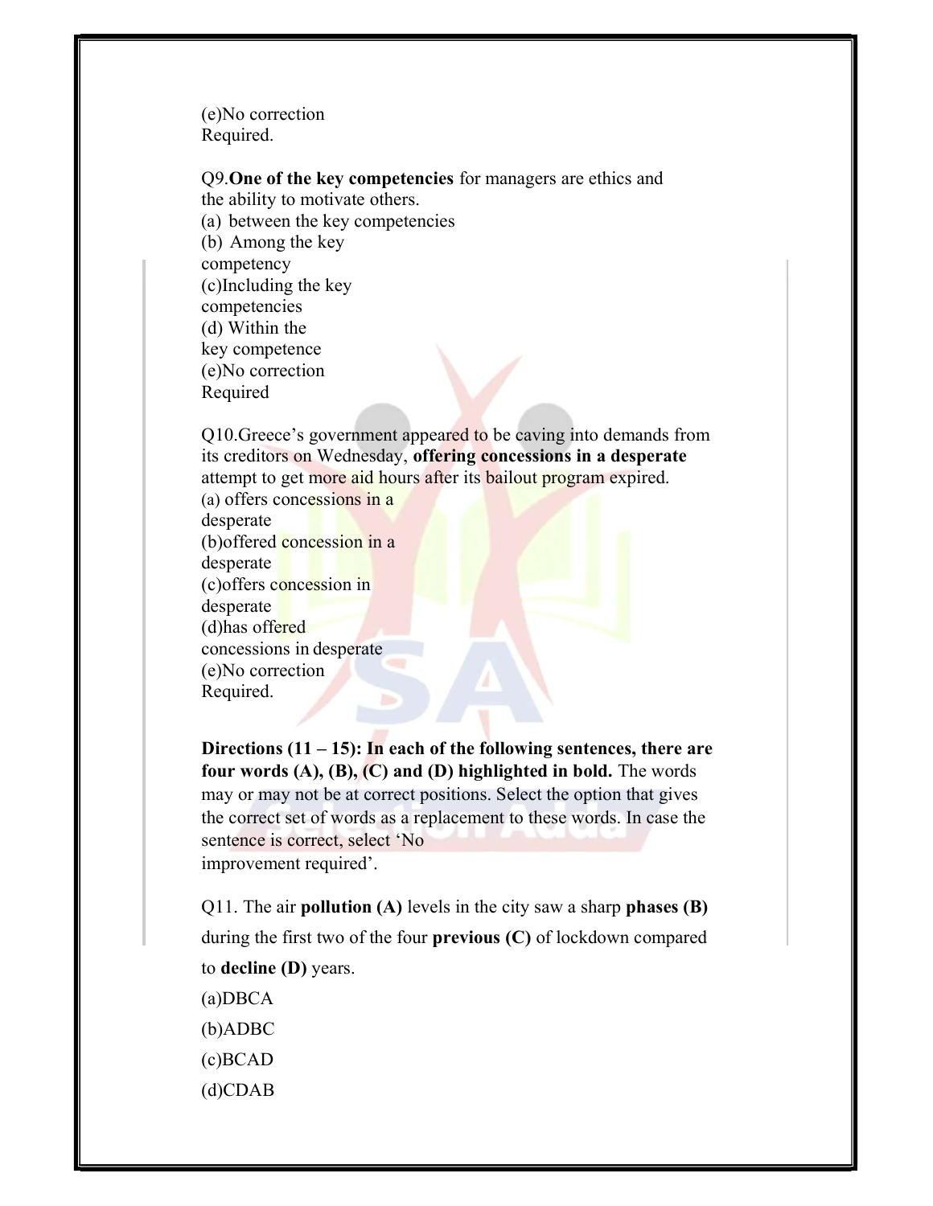(e)No correction
Required.

Q9.**One of the key competencies** for managers are ethics and the ability to motivate others.
(a) between the key competencies
(b) Among the key competency
(c)Including the key competencies
(d) Within the key competence
(e)No correction Required

Q10.Greece's government appeared to be caving into demands from its creditors on Wednesday, **offering concessions in a desperate** attempt to get more aid hours after its bailout program expired.
(a) offers concessions in a desperate
(b)offered concession in a desperate
(c)offers concession in desperate
(d)has offered concessions in desperate
(e)No correction Required.

**Directions (11 – 15): In each of the following sentences, there are four words (A), (B), (C) and (D) highlighted in bold.** The words may or may not be at correct positions. Select the option that gives the correct set of words as a replacement to these words. In case the sentence is correct, select 'No improvement required'.

Q11. The air **pollution (A)** levels in the city saw a sharp **phases (B)** during the first two of the four **previous (C)** of lockdown compared to **decline (D)** years.

(a)DBCA

(b)ADBC

(c)BCAD

(d)CDAB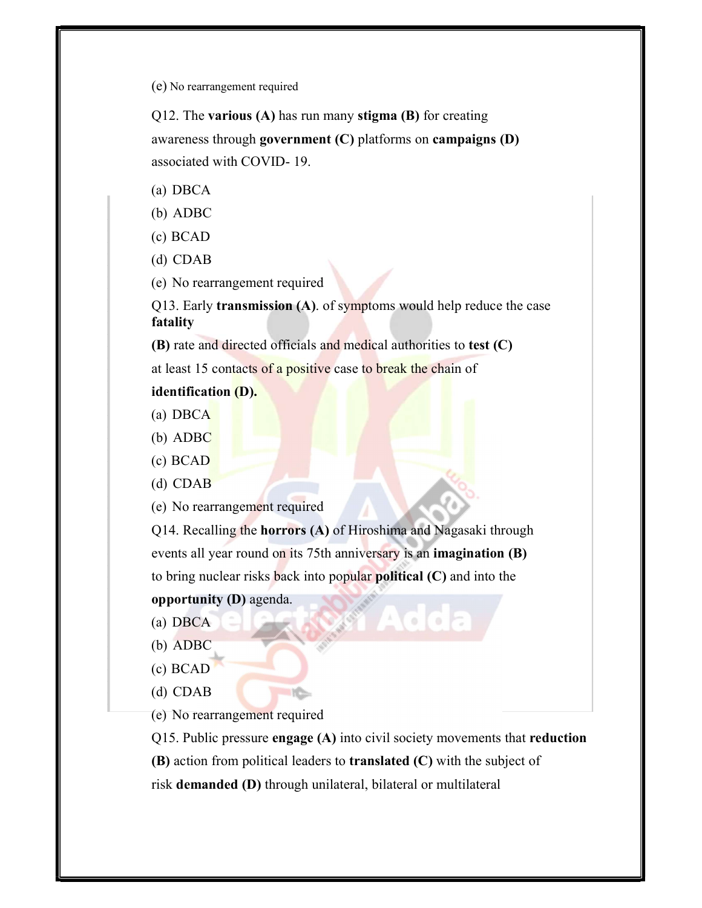(e) No rearrangement required

Q12. The **various (A)** has run many **stigma (B)** for creating awareness through **government (C)** platforms on **campaigns (D)** associated with COVID- 19.

(a) DBCA

(b) ADBC

(c) BCAD

(d) CDAB

(e) No rearrangement required

Q13. Early **transmission (A)**. of symptoms would help reduce the case **fatality (B)** rate and directed officials and medical authorities to **test (C)** at least 15 contacts of a positive case to break the chain of **identification (D).**

(a) DBCA

(b) ADBC

(c) BCAD

(d) CDAB

(e) No rearrangement required

Q14. Recalling the **horrors (A)** of Hiroshima and Nagasaki through events all year round on its 75th anniversary is an **imagination (B)** to bring nuclear risks back into popular **political (C)** and into the **opportunity (D)** agenda.

(a) DBCA

(b) ADBC

(c) BCAD

(d) CDAB

(e) No rearrangement required

Q15. Public pressure **engage (A)** into civil society movements that **reduction (B)** action from political leaders to **translated (C)** with the subject of risk **demanded (D)** through unilateral, bilateral or multilateral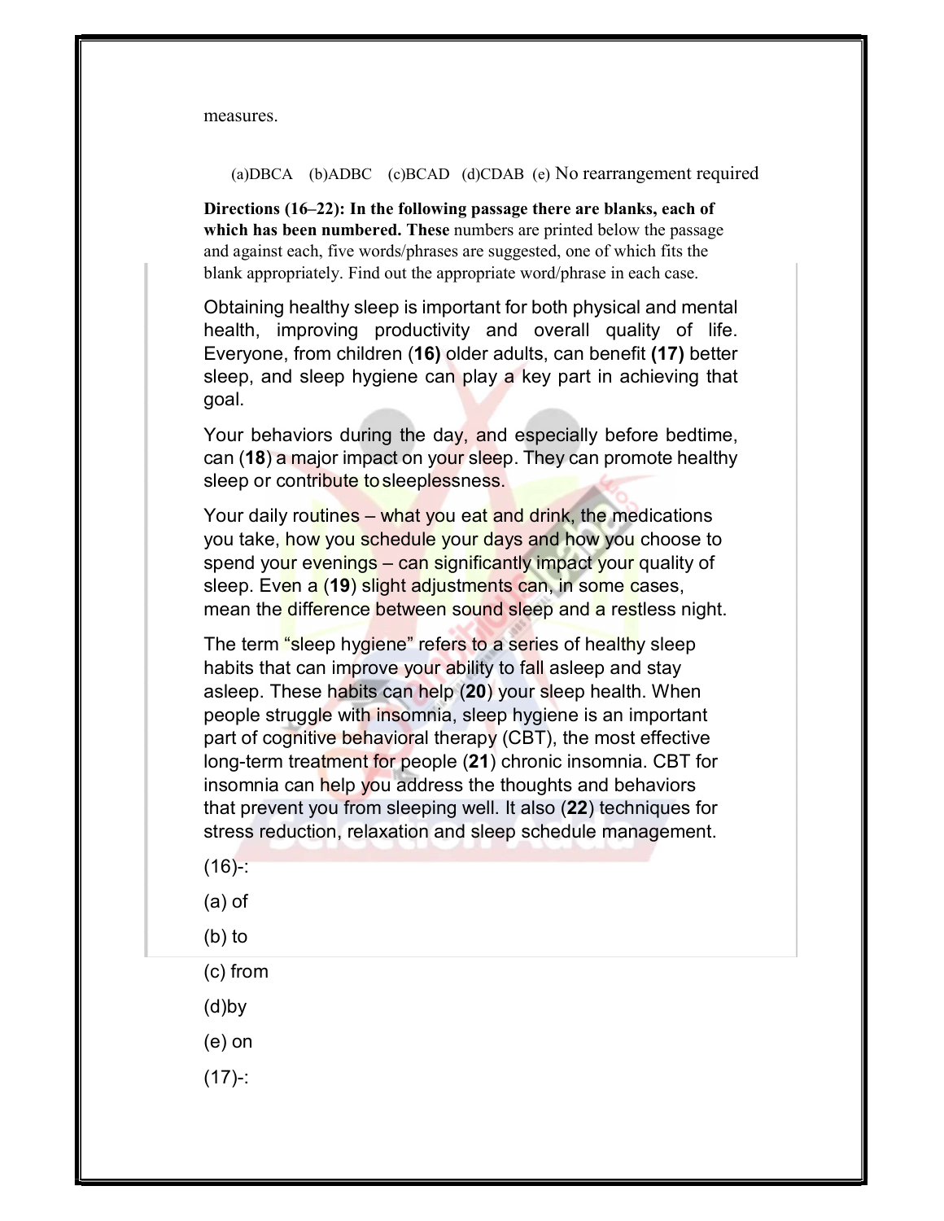measures.

(a)DBCA (b)ADBC (c)BCAD (d)CDAB (e) No rearrangement required

**Directions (16–22): In the following passage there are blanks, each of which has been numbered. These** numbers are printed below the passage and against each, five words/phrases are suggested, one of which fits the blank appropriately. Find out the appropriate word/phrase in each case.

Obtaining healthy sleep is important for both physical and mental health, improving productivity and overall quality of life. Everyone, from children **(16)** older adults, can benefit **(17)** better sleep, and sleep hygiene can play a key part in achieving that goal.

Your behaviors during the day, and especially before bedtime, can (**18**) a major impact on your sleep. They can promote healthy sleep or contribute to sleeplessness.

Your daily routines – what you eat and drink, the medications you take, how you schedule your days and how you choose to spend your evenings – can significantly impact your quality of sleep. Even a (**19**) slight adjustments can, in some cases, mean the difference between sound sleep and a restless night.

The term "sleep hygiene" refers to a series of healthy sleep habits that can improve your ability to fall asleep and stay asleep. These habits can help (**20**) your sleep health. When people struggle with insomnia, sleep hygiene is an important part of cognitive behavioral therapy (CBT), the most effective long-term treatment for people (**21**) chronic insomnia. CBT for insomnia can help you address the thoughts and behaviors that prevent you from sleeping well. It also (**22**) techniques for stress reduction, relaxation and sleep schedule management.

(16)-:

(a) of

(b) to

(c) from

(d)by

(e) on

(17)-: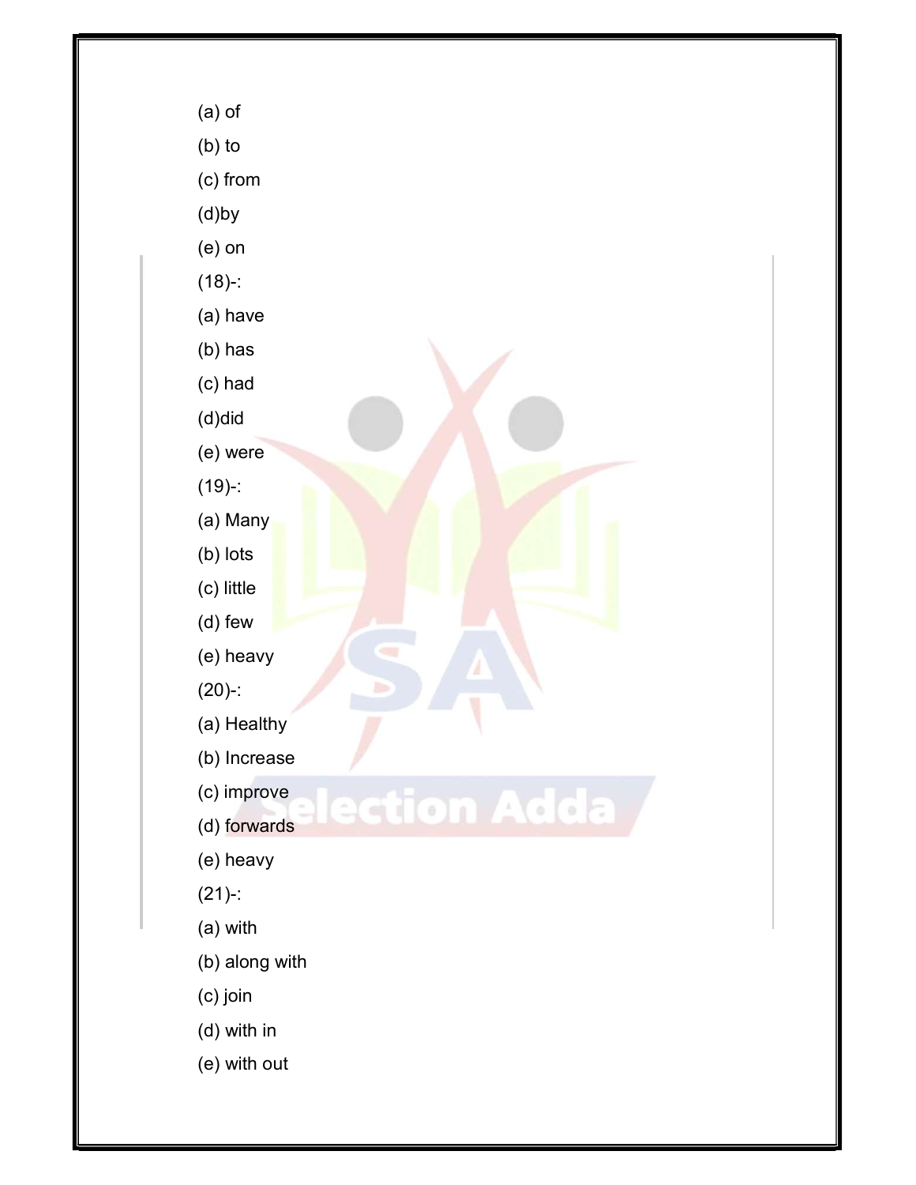(a) of

(b) to

(c) from

(d)by

(e) on

(18)-:

(a) have

(b) has

(c) had

(d)did

(e) were

(19)-:

(a) Many

(b) lots

(c) little

(d) few

(e) heavy

(20)-:

(a) Healthy

(b) Increase

(c) improve

(d) forwards

(e) heavy

(21)-:

(a) with

(b) along with

(c) join

(d) with in

(e) with out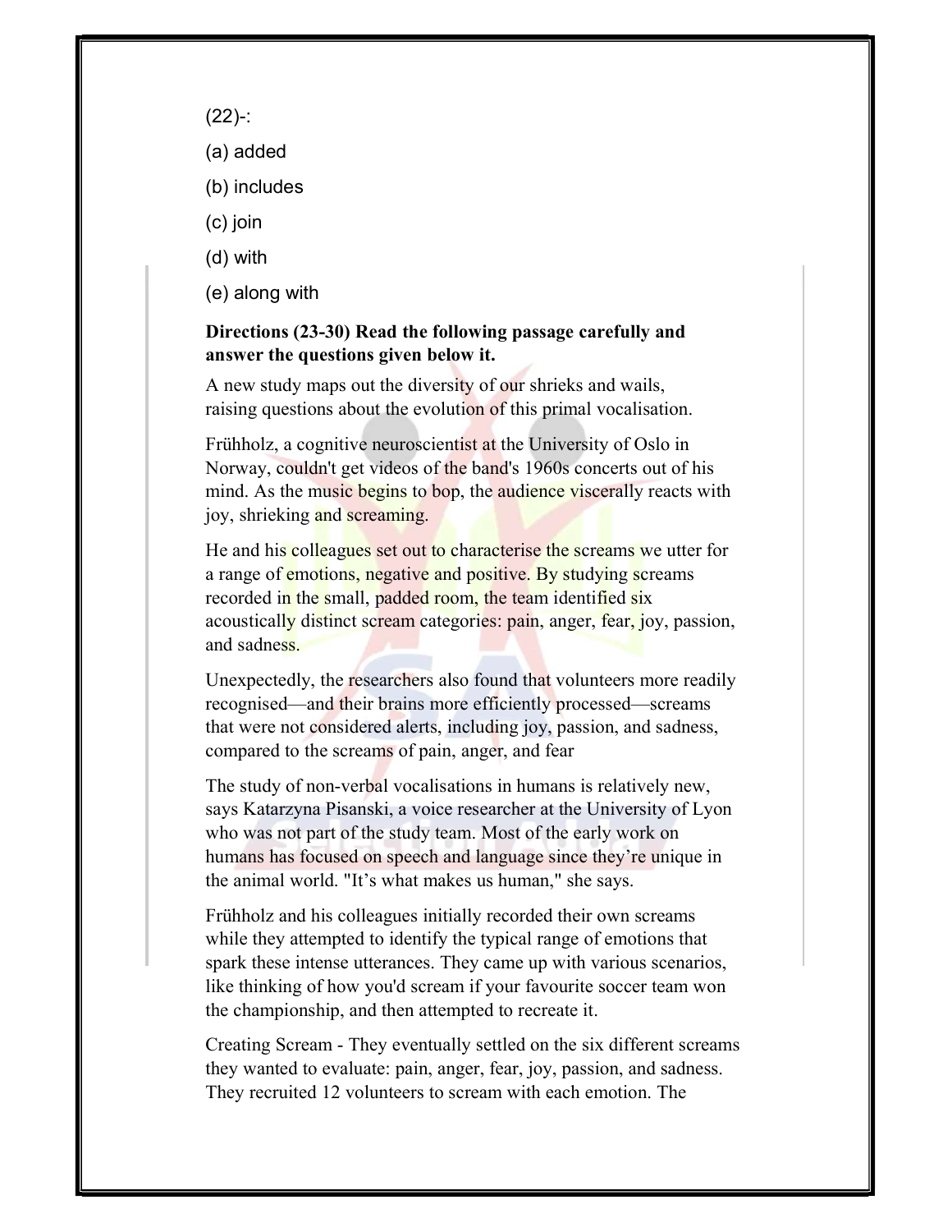(22)-:

(a) added

(b) includes

(c) join

(d) with

(e) along with

**Directions (23-30) Read the following passage carefully and answer the questions given below it.**

A new study maps out the diversity of our shrieks and wails, raising questions about the evolution of this primal vocalisation.

Frühholz, a cognitive neuroscientist at the University of Oslo in Norway, couldn't get videos of the band's 1960s concerts out of his mind. As the music begins to bop, the audience viscerally reacts with joy, shrieking and screaming.

He and his colleagues set out to characterise the screams we utter for a range of emotions, negative and positive. By studying screams recorded in the small, padded room, the team identified six acoustically distinct scream categories: pain, anger, fear, joy, passion, and sadness.

Unexpectedly, the researchers also found that volunteers more readily recognised—and their brains more efficiently processed—screams that were not considered alerts, including joy, passion, and sadness, compared to the screams of pain, anger, and fear

The study of non-verbal vocalisations in humans is relatively new, says Katarzyna Pisanski, a voice researcher at the University of Lyon who was not part of the study team. Most of the early work on humans has focused on speech and language since they're unique in the animal world. "It's what makes us human," she says.

Frühholz and his colleagues initially recorded their own screams while they attempted to identify the typical range of emotions that spark these intense utterances. They came up with various scenarios, like thinking of how you'd scream if your favourite soccer team won the championship, and then attempted to recreate it.

Creating Scream - They eventually settled on the six different screams they wanted to evaluate: pain, anger, fear, joy, passion, and sadness. They recruited 12 volunteers to scream with each emotion. The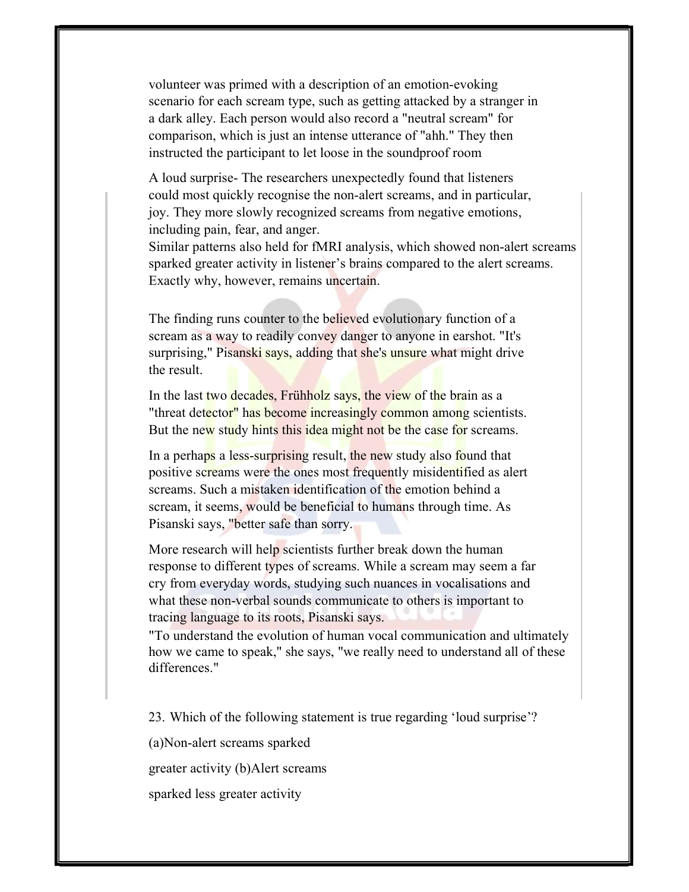volunteer was primed with a description of an emotion-evoking scenario for each scream type, such as getting attacked by a stranger in a dark alley. Each person would also record a "neutral scream" for comparison, which is just an intense utterance of "ahh." They then instructed the participant to let loose in the soundproof room

A loud surprise- The researchers unexpectedly found that listeners could most quickly recognise the non-alert screams, and in particular, joy. They more slowly recognized screams from negative emotions, including pain, fear, and anger.
Similar patterns also held for fMRI analysis, which showed non-alert screams sparked greater activity in listener's brains compared to the alert screams. Exactly why, however, remains uncertain.

The finding runs counter to the believed evolutionary function of a scream as a way to readily convey danger to anyone in earshot. "It's surprising," Pisanski says, adding that she's unsure what might drive the result.

In the last two decades, Frühholz says, the view of the brain as a "threat detector" has become increasingly common among scientists. But the new study hints this idea might not be the case for screams.

In a perhaps a less-surprising result, the new study also found that positive screams were the ones most frequently misidentified as alert screams. Such a mistaken identification of the emotion behind a scream, it seems, would be beneficial to humans through time. As Pisanski says, "better safe than sorry.

More research will help scientists further break down the human response to different types of screams. While a scream may seem a far cry from everyday words, studying such nuances in vocalisations and what these non-verbal sounds communicate to others is important to tracing language to its roots, Pisanski says.
"To understand the evolution of human vocal communication and ultimately how we came to speak," she says, "we really need to understand all of these differences."

23. Which of the following statement is true regarding 'loud surprise'?

(a)Non-alert screams sparked

greater activity (b)Alert screams

sparked less greater activity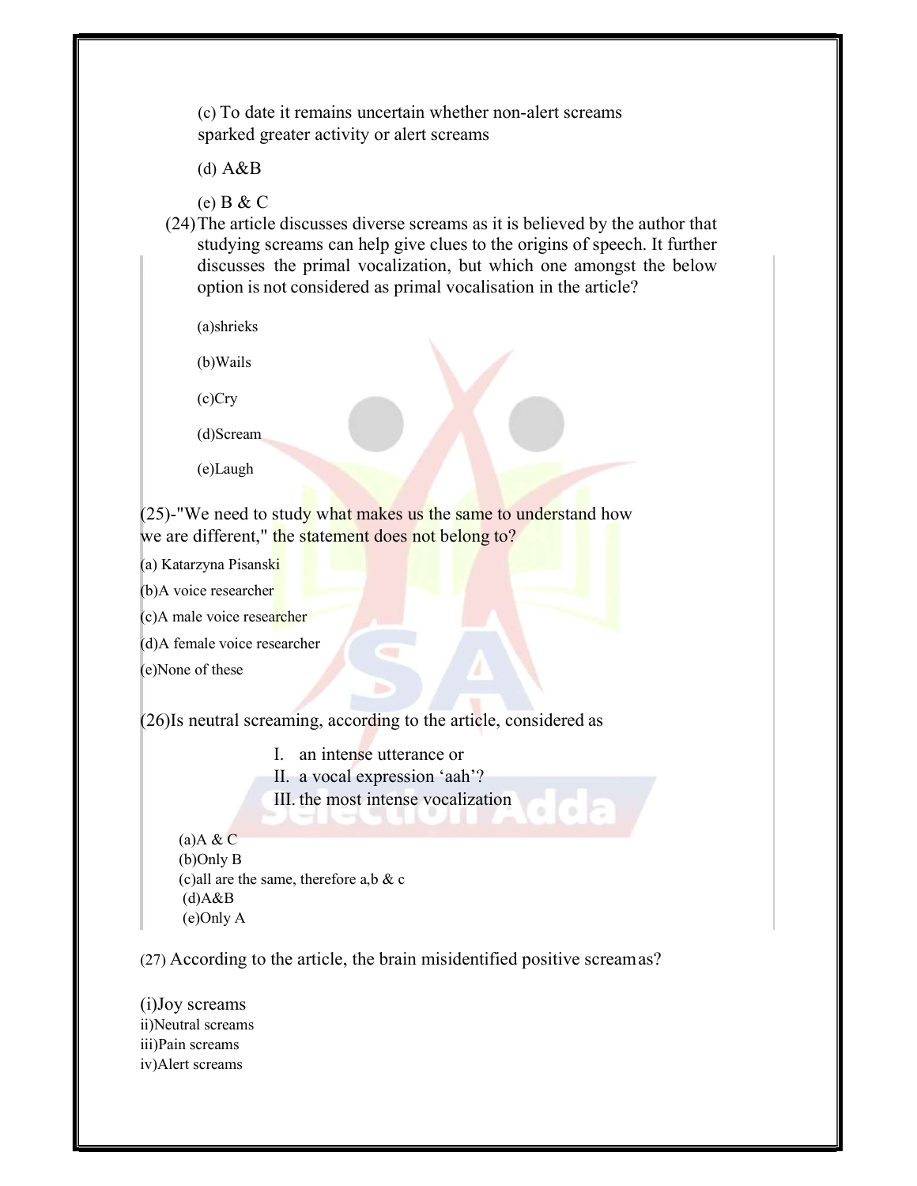(c) To date it remains uncertain whether non-alert screams sparked greater activity or alert screams

(d) A&B

(e) B & C

(24) The article discusses diverse screams as it is believed by the author that studying screams can help give clues to the origins of speech. It further discusses the primal vocalization, but which one amongst the below option is not considered as primal vocalisation in the article?

(a)shrieks

(b)Wails

(c)Cry

(d)Scream

(e)Laugh

(25)-"We need to study what makes us the same to understand how we are different," the statement does not belong to?

(a) Katarzyna Pisanski

(b)A voice researcher

(c)A male voice researcher

(d)A female voice researcher

(e)None of these

(26)Is neutral screaming, according to the article, considered as

I. an intense utterance or
II. a vocal expression 'aah'?
III. the most intense vocalization

(a)A & C
(b)Only B
(c)all are the same, therefore a,b & c
(d)A&B
(e)Only A

(27) According to the article, the brain misidentified positive scream as?

(i)Joy screams
ii)Neutral screams
iii)Pain screams
iv)Alert screams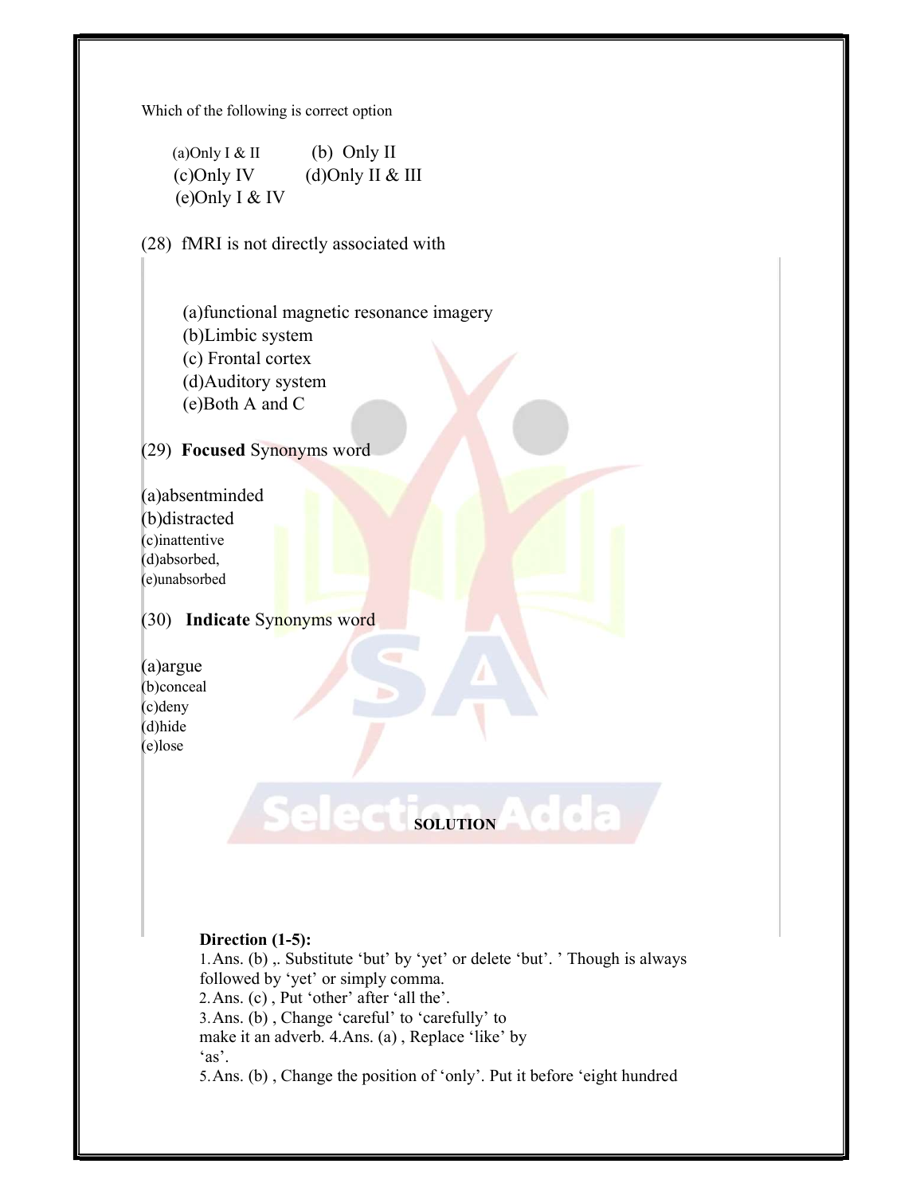Which of the following is correct option

(a)Only I & II (b) Only II
(c)Only IV (d)Only II & III
(e)Only I & IV

(28) fMRI is not directly associated with

(a)functional magnetic resonance imagery
(b)Limbic system
(c) Frontal cortex
(d)Auditory system
(e)Both A and C

(29) **Focused** Synonyms word

(a)absentminded
(b)distracted
(c)inattentive
(d)absorbed,
(e)unabsorbed

(30) **Indicate** Synonyms word

(a)argue
(b)conceal
(c)deny
(d)hide
(e)lose

**SOLUTION**

**Direction (1-5):**

1. Ans. (b) ,. Substitute 'but' by 'yet' or delete 'but'. ' Though is always followed by 'yet' or simply comma.
2. Ans. (c) , Put 'other' after 'all the'.
3. Ans. (b) , Change 'careful' to 'carefully' to make it an adverb.
4. Ans. (a) , Replace 'like' by 'as'.
5. Ans. (b) , Change the position of 'only'. Put it before 'eight hundred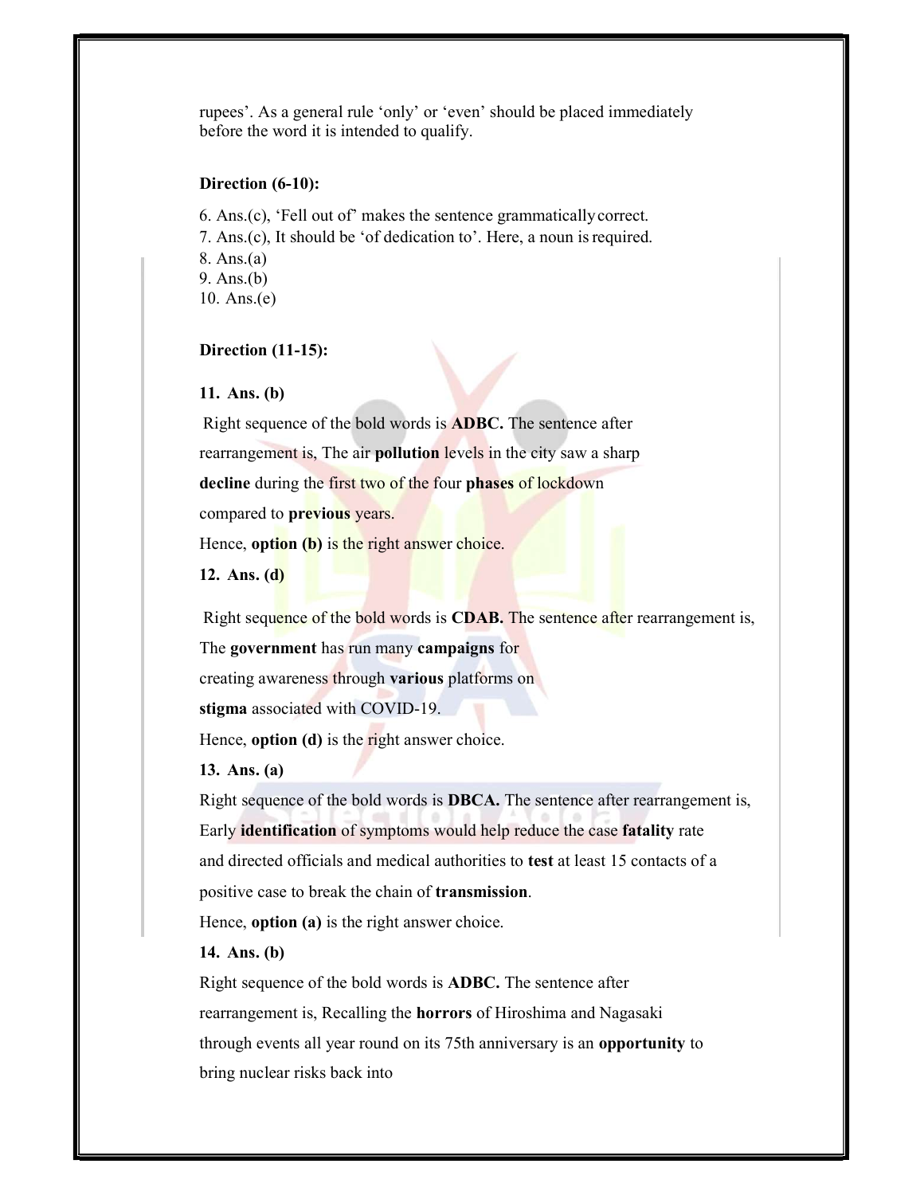rupees'. As a general rule 'only' or 'even' should be placed immediately before the word it is intended to qualify.

**Direction (6-10):**

6. Ans.(c), 'Fell out of' makes the sentence grammatically correct.
7. Ans.(c), It should be 'of dedication to'. Here, a noun is required.
8. Ans.(a)
9. Ans.(b)
10. Ans.(e)

**Direction (11-15):**

**11. Ans. (b)**

Right sequence of the bold words is **ADBC.** The sentence after rearrangement is, The air **pollution** levels in the city saw a sharp **decline** during the first two of the four **phases** of lockdown compared to **previous** years.

Hence, **option (b)** is the right answer choice.

**12. Ans. (d)**

Right sequence of the bold words is **CDAB.** The sentence after rearrangement is, The **government** has run many **campaigns** for creating awareness through **various** platforms on **stigma** associated with COVID-19.

Hence, **option (d)** is the right answer choice.

**13. Ans. (a)**

Right sequence of the bold words is **DBCA.** The sentence after rearrangement is, Early **identification** of symptoms would help reduce the case **fatality** rate and directed officials and medical authorities to **test** at least 15 contacts of a positive case to break the chain of **transmission**.

Hence, **option (a)** is the right answer choice.

**14. Ans. (b)**

Right sequence of the bold words is **ADBC.** The sentence after rearrangement is, Recalling the **horrors** of Hiroshima and Nagasaki through events all year round on its 75th anniversary is an **opportunity** to bring nuclear risks back into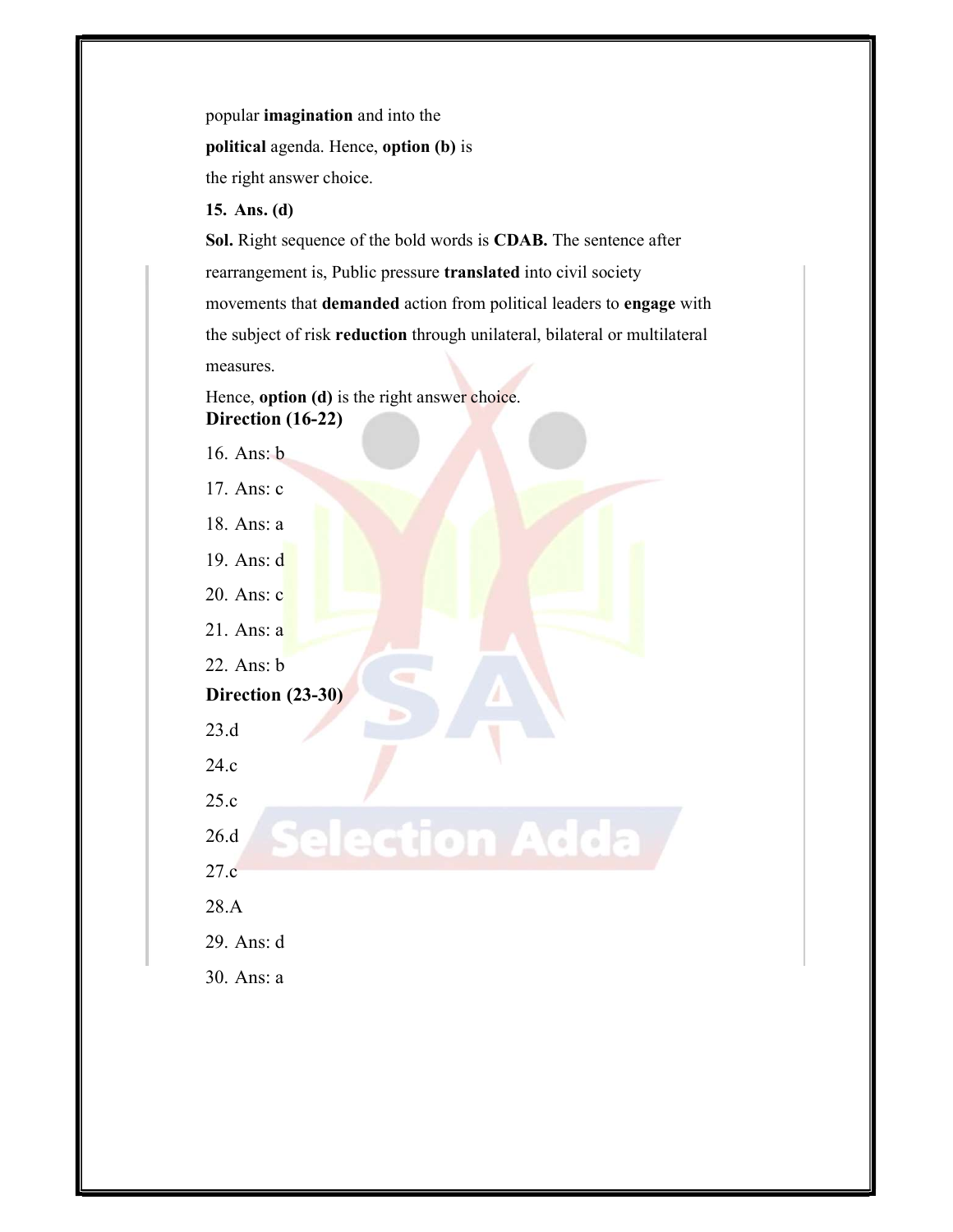popular **imagination** and into the **political** agenda. Hence, **option (b)** is the right answer choice.

**15. Ans. (d)**

**Sol.** Right sequence of the bold words is **CDAB.** The sentence after rearrangement is, Public pressure **translated** into civil society movements that **demanded** action from political leaders to **engage** with the subject of risk **reduction** through unilateral, bilateral or multilateral measures.

Hence, **option (d)** is the right answer choice.

**Direction (16-22)**

16. Ans: b

17. Ans: c

18. Ans: a

19. Ans: d

20. Ans: c

21. Ans: a

22. Ans: b

**Direction (23-30)**

23.d

24.c

25.c

26.d

27.c

28.A

29. Ans: d

30. Ans: a